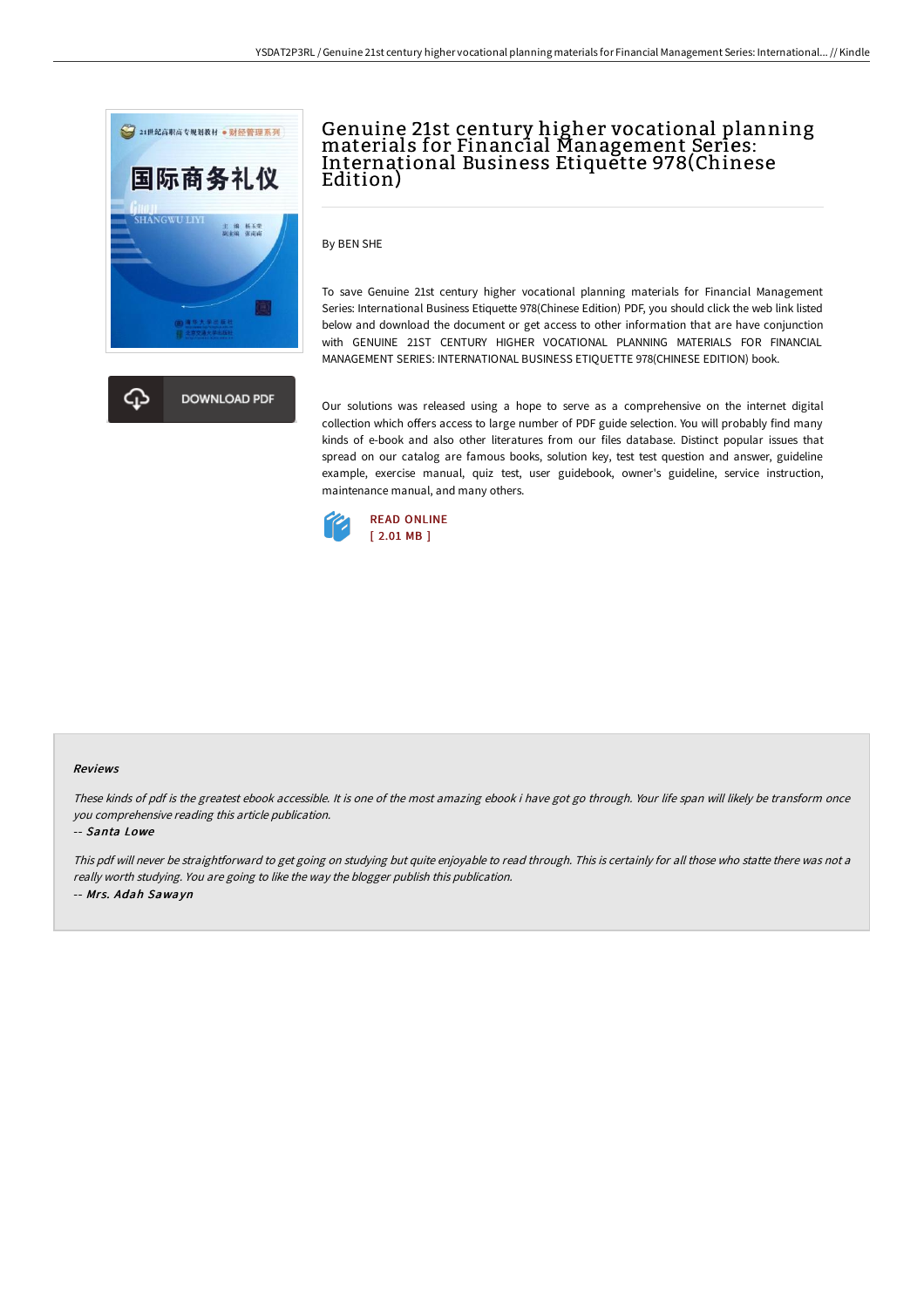# Genuine 21st century higher vocational planning materials for Financial Management Series: International Business Etiquette 978(Chinese Edition)

DOWNLOAD PDF

By BEN SHE

To save Genuine 21st century higher vocational planning materials for Financial Management Series: International Business Etiquette 978(Chinese Edition) PDF, you should click the web link listed below and download the document or get access to other information that are have conjunction with GENUINE 21ST CENTURY HIGHER VOCATIONAL PLANNING MATERIALS FOR FINANCIAL MANAGEMENT SERIES: INTERNATIONAL BUSINESS ETIQUETTE 978(CHINESE EDITION) book.

Our solutions was released using a hope to serve as a comprehensive on the internet digital collection which offers access to large number of PDF guide selection. You will probably find many kinds of e-book and also other literatures from our files database. Distinct popular issues that spread on our catalog are famous books, solution key, test test question and answer, guideline example, exercise manual, quiz test, user guidebook, owner's guideline, service instruction, maintenance manual, and many others.

READ ONLINE
[ 2.01 MB ]

## Reviews

*These kinds of pdf is the greatest ebook accessible. It is one of the most amazing ebook i have got go through. Your life span will likely be transform once you comprehensive reading this article publication.*

*-- Santa Lowe*

*This pdf will never be straightforward to get going on studying but quite enjoyable to read through. This is certainly for all those who statte there was not a really worth studying. You are going to like the way the blogger publish this publication.*

*-- Mrs. Adah Sawayn*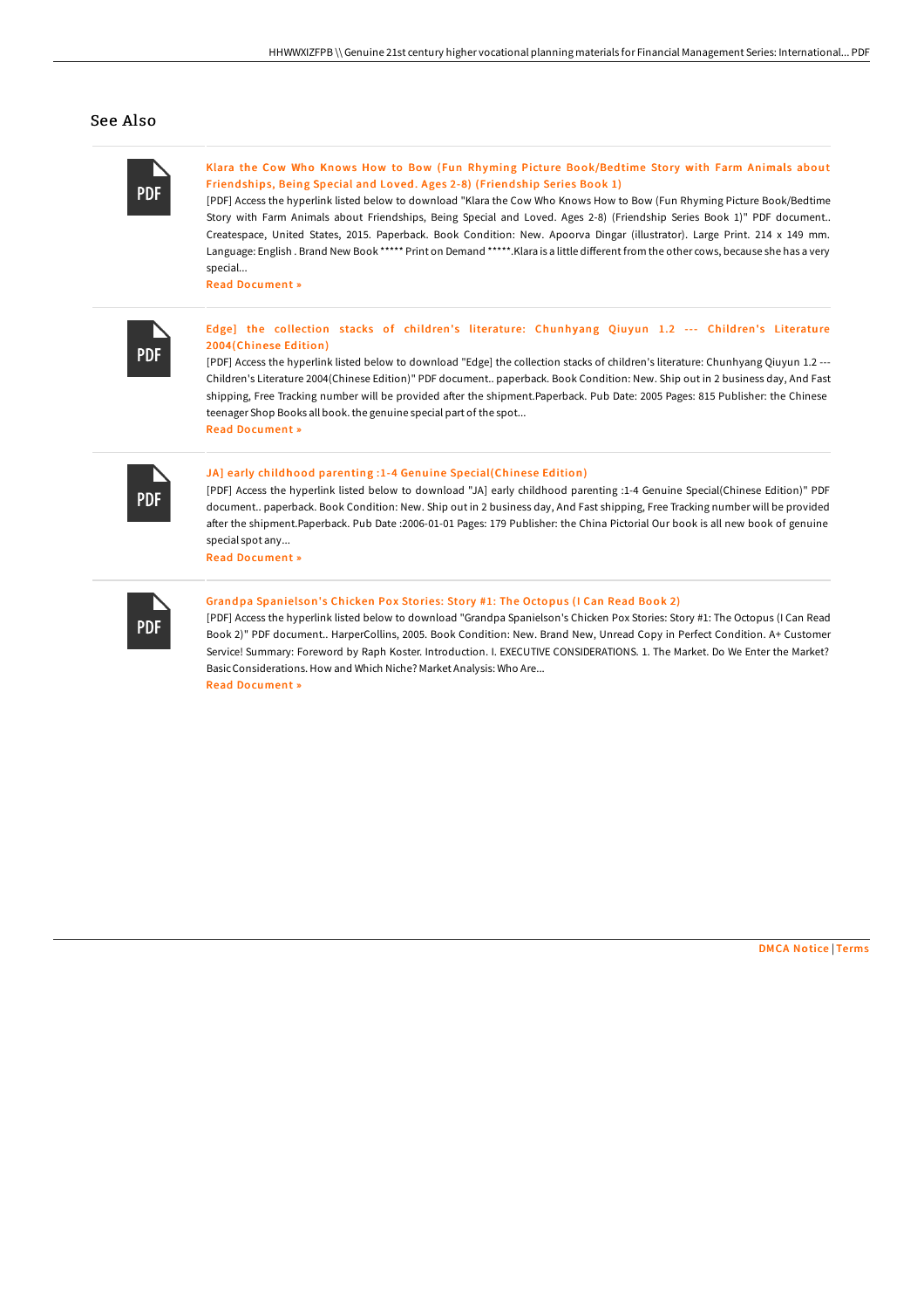## See Also

**Klara the Cow Who Knows How to Bow (Fun Rhyming Picture Book/Bedtime Story with Farm Animals about Friendships, Being Special and Loved. Ages 2-8) (Friendship Series Book 1)**

[PDF] Access the hyperlink listed below to download "Klara the Cow Who Knows How to Bow (Fun Rhyming Picture Book/Bedtime Story with Farm Animals about Friendships, Being Special and Loved. Ages 2-8) (Friendship Series Book 1)" PDF document.. Createspace, United States, 2015. Paperback. Book Condition: New. Apoorva Dingar (illustrator). Large Print. 214 x 149 mm. Language: English . Brand New Book ***** Print on Demand *****.Klara is a little different from the other cows, because she has a very special...

Read Document »

**Edge] the collection stacks of children's literature: Chunhyang Qiuyun 1.2 --- Children's Literature 2004(Chinese Edition)**

[PDF] Access the hyperlink listed below to download "Edge] the collection stacks of children's literature: Chunhyang Qiuyun 1.2 --- Children's Literature 2004(Chinese Edition)" PDF document.. paperback. Book Condition: New. Ship out in 2 business day, And Fast shipping, Free Tracking number will be provided after the shipment.Paperback. Pub Date: 2005 Pages: 815 Publisher: the Chinese teenager Shop Books all book. the genuine special part of the spot...

Read Document »

**JA] early childhood parenting :1-4 Genuine Special(Chinese Edition)**

[PDF] Access the hyperlink listed below to download "JA] early childhood parenting :1-4 Genuine Special(Chinese Edition)" PDF document.. paperback. Book Condition: New. Ship out in 2 business day, And Fast shipping, Free Tracking number will be provided after the shipment.Paperback. Pub Date :2006-01-01 Pages: 179 Publisher: the China Pictorial Our book is all new book of genuine special spot any...

Read Document »

**Grandpa Spanielson's Chicken Pox Stories: Story #1: The Octopus (I Can Read Book 2)**

[PDF] Access the hyperlink listed below to download "Grandpa Spanielson's Chicken Pox Stories: Story #1: The Octopus (I Can Read Book 2)" PDF document.. HarperCollins, 2005. Book Condition: New. Brand New, Unread Copy in Perfect Condition. A+ Customer Service! Summary: Foreword by Raph Koster. Introduction. I. EXECUTIVE CONSIDERATIONS. 1. The Market. Do We Enter the Market? Basic Considerations. How and Which Niche? Market Analysis: Who Are...

Read Document »